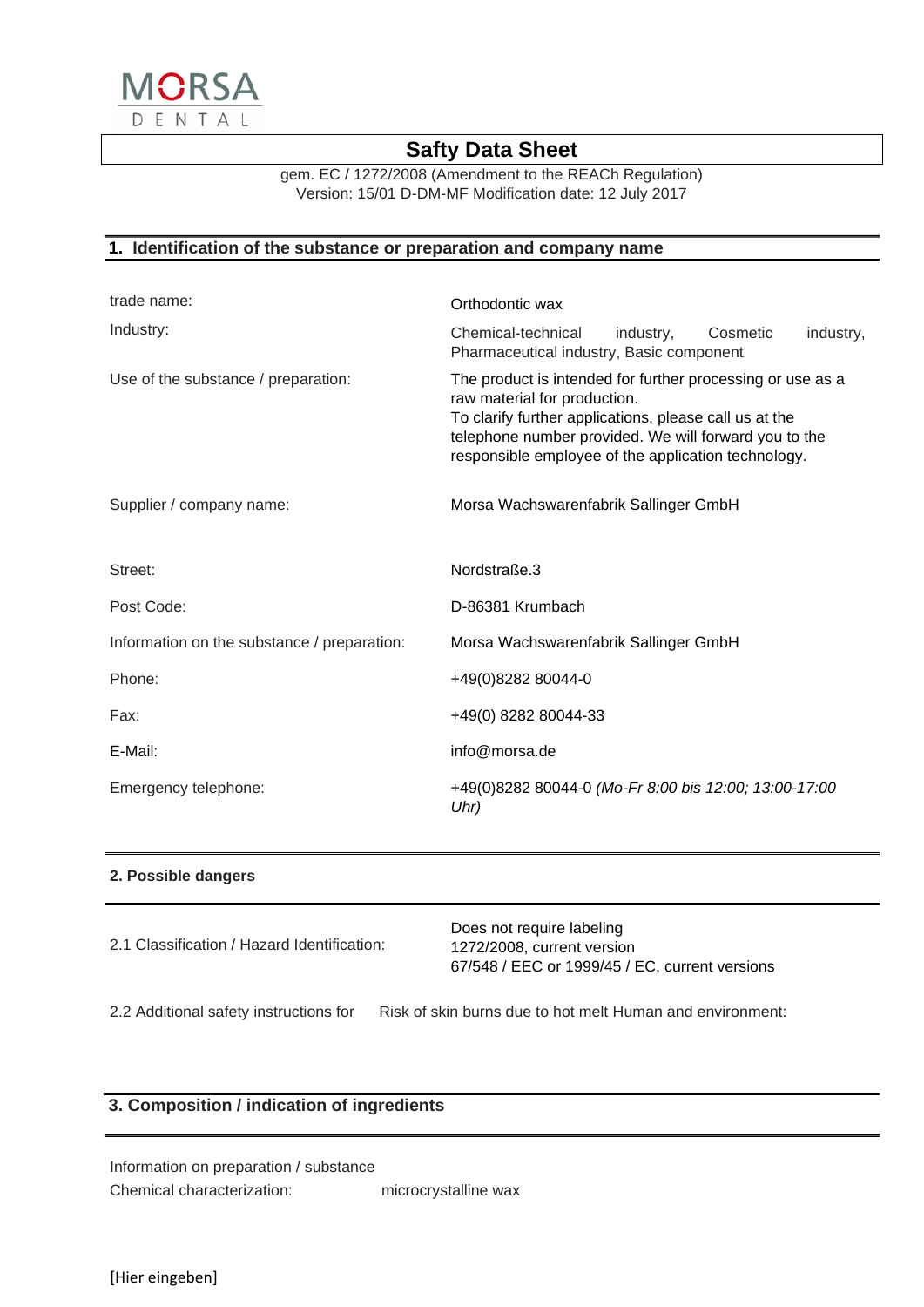MORSA
DENTAL

# Safty Data Sheet

gem. EC / 1272/2008 (Amendment to the REACh Regulation)
Version: 15/01 D-DM-MF Modification date: 12 July 2017

## 1. Identification of the substance or preparation and company name

| | |
|---|---|
| trade name: | Orthodontic wax |
| Industry: | Chemical-technical industry, Cosmetic industry, Pharmaceutical industry, Basic component |
| Use of the substance / preparation: | The product is intended for further processing or use as a raw material for production. To clarify further applications, please call us at the telephone number provided. We will forward you to the responsible employee of the application technology. |
| Supplier / company name: | Morsa Wachswarenfabrik Sallinger GmbH |
| Street: | Nordstraße.3 |
| Post Code: | D-86381 Krumbach |
| Information on the substance / preparation: | Morsa Wachswarenfabrik Sallinger GmbH |
| Phone: | +49(0)8282 80044-0 |
| Fax: | +49(0) 8282 80044-33 |
| E-Mail: | info@morsa.de |
| Emergency telephone: | +49(0)8282 80044-0 *(Mo-Fr 8:00 bis 12:00; 13:00-17:00 Uhr)* |

## 2. Possible dangers

| | |
|---|---|
| 2.1 Classification / Hazard Identification: | Does not require labeling<br>1272/2008, current version<br>67/548 / EEC or 1999/45 / EC, current versions |

2.2 Additional safety instructions for Risk of skin burns due to hot melt Human and environment:

## 3. Composition / indication of ingredients

Information on preparation / substance

Chemical characterization: microcrystalline wax

[Hier eingeben]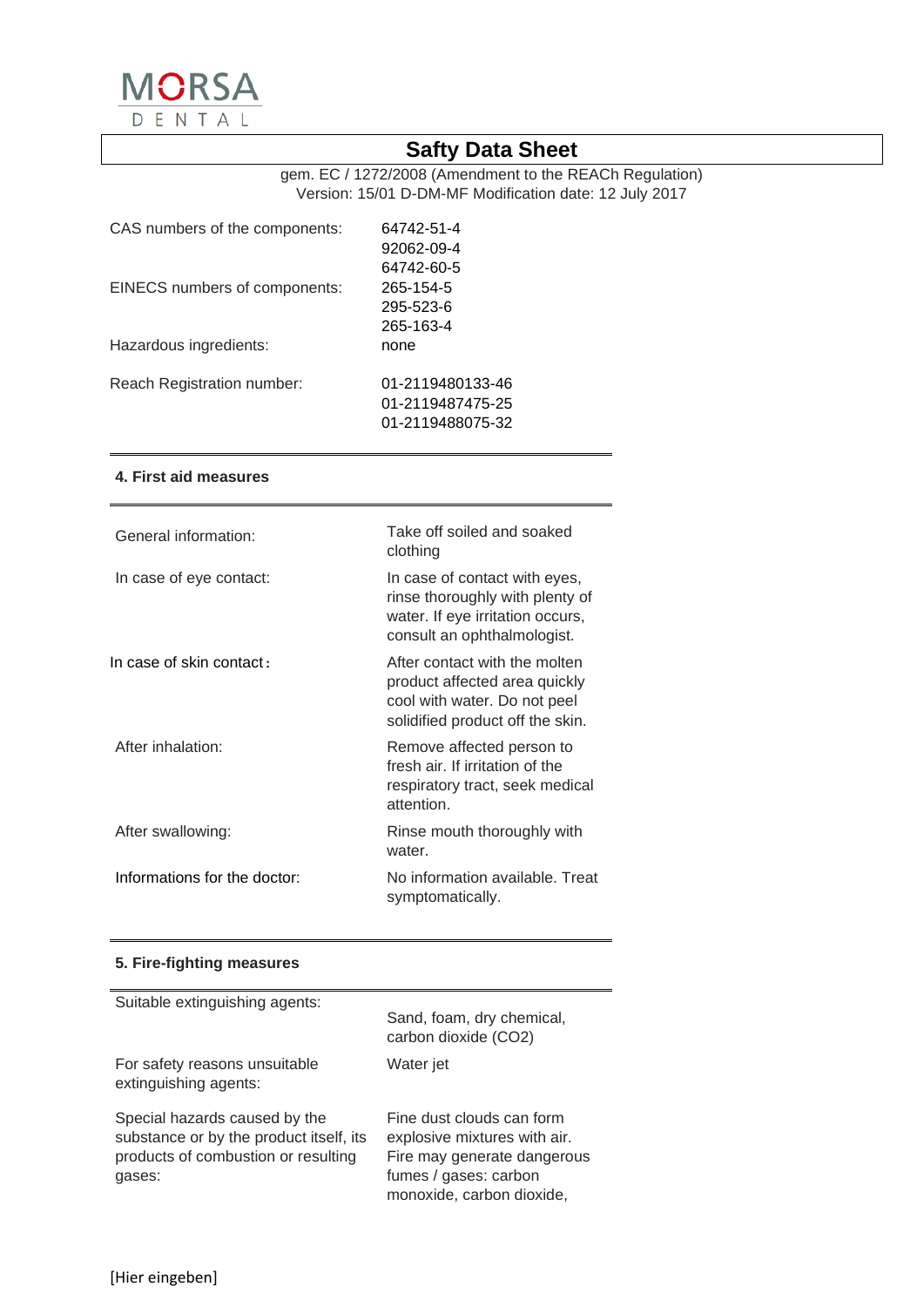MORSA DENTAL

# Safty Data Sheet

gem. EC / 1272/2008 (Amendment to the REACh Regulation)
Version: 15/01 D-DM-MF Modification date: 12 July 2017

| | |
|---|---|
| CAS numbers of the components: | 64742-51-4<br>92062-09-4<br>64742-60-5 |
| EINECS numbers of components: | 265-154-5<br>295-523-6<br>265-163-4 |
| Hazardous ingredients: | none |
| Reach Registration number: | 01-2119480133-46<br>01-2119487475-25<br>01-2119488075-32 |

## 4. First aid measures

| | |
|---|---|
| General information: | Take off soiled and soaked clothing |
| In case of eye contact: | In case of contact with eyes, rinse thoroughly with plenty of water. If eye irritation occurs, consult an ophthalmologist. |
| In case of skin contact: | After contact with the molten product affected area quickly cool with water. Do not peel solidified product off the skin. |
| After inhalation: | Remove affected person to fresh air. If irritation of the respiratory tract, seek medical attention. |
| After swallowing: | Rinse mouth thoroughly with water. |
| Informations for the doctor: | No information available. Treat symptomatically. |

## 5. Fire-fighting measures

| | |
|---|---|
| Suitable extinguishing agents: | Sand, foam, dry chemical, carbon dioxide ($CO_2$) |
| For safety reasons unsuitable extinguishing agents: | Water jet |
| Special hazards caused by the substance or by the product itself, its products of combustion or resulting gases: | Fine dust clouds can form explosive mixtures with air. Fire may generate dangerous fumes / gases: carbon monoxide, carbon dioxide, |

[Hier eingeben]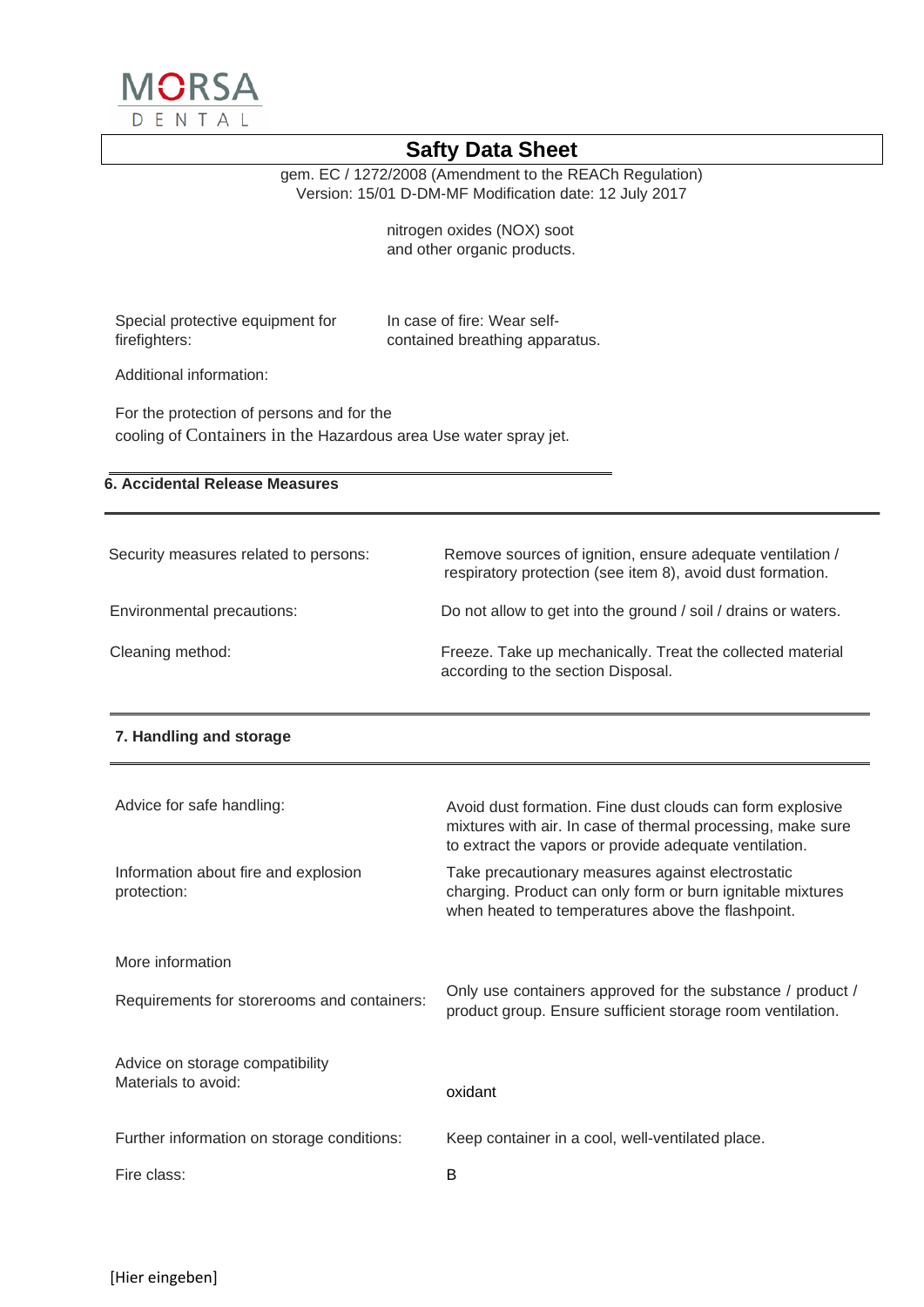nitrogen oxides (NOX) soot and other organic products.

| | |
|---|---|
| Special protective equipment for firefighters: | In case of fire: Wear self-contained breathing apparatus. |

Additional information:

For the protection of persons and for the cooling of Containers in the Hazardous area Use water spray jet.

## 6. Accidental Release Measures

| | |
|---|---|
| Security measures related to persons: | Remove sources of ignition, ensure adequate ventilation / respiratory protection (see item 8), avoid dust formation. |
| Environmental precautions: | Do not allow to get into the ground / soil / drains or waters. |
| Cleaning method: | Freeze. Take up mechanically. Treat the collected material according to the section Disposal. |

## 7. Handling and storage

| | |
|---|---|
| Advice for safe handling: | Avoid dust formation. Fine dust clouds can form explosive mixtures with air. In case of thermal processing, make sure to extract the vapors or provide adequate ventilation. |
| Information about fire and explosion protection: | Take precautionary measures against electrostatic charging. Product can only form or burn ignitable mixtures when heated to temperatures above the flashpoint. |
| More information | |
| Requirements for storerooms and containers: | Only use containers approved for the substance / product / product group. Ensure sufficient storage room ventilation. |
| Advice on storage compatibility Materials to avoid: | oxidant |
| Further information on storage conditions: | Keep container in a cool, well-ventilated place. |
| Fire class: | B |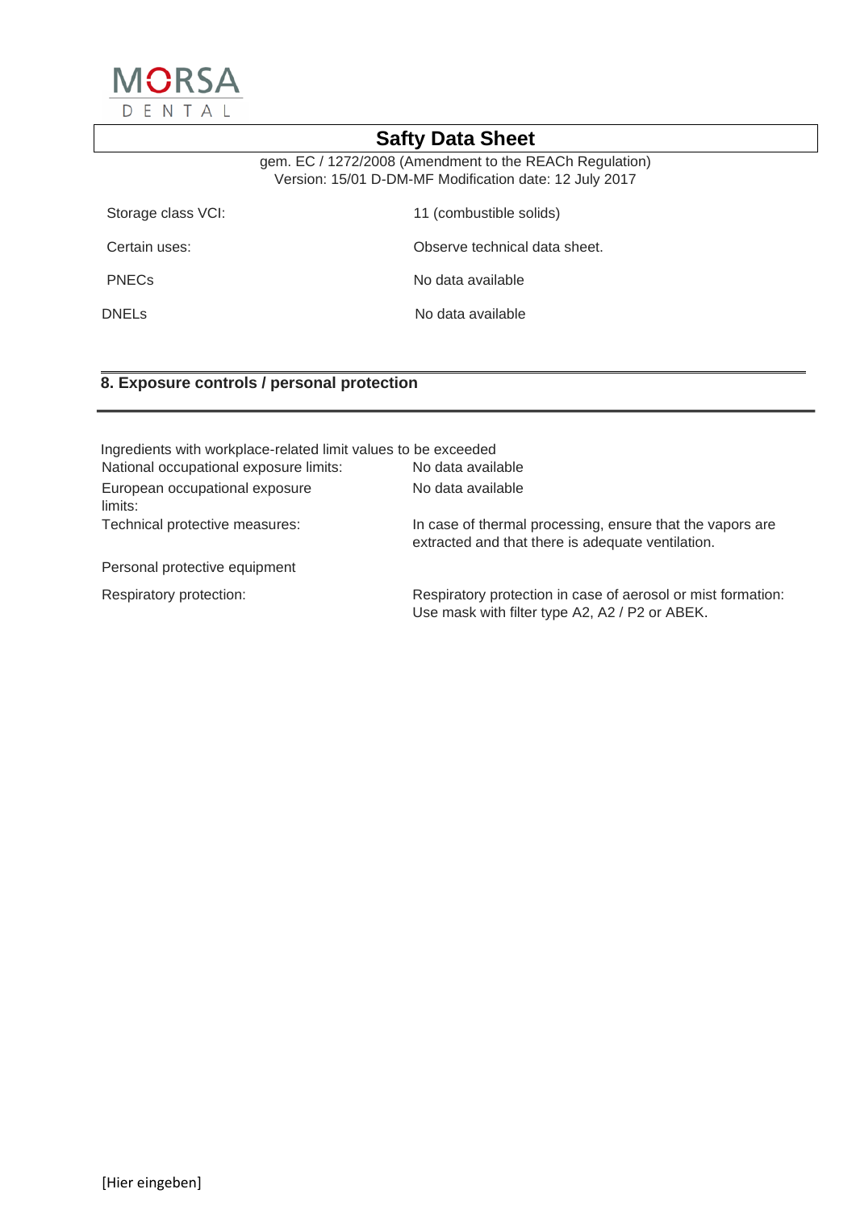| | |
|---|---|
| Storage class VCI: | 11 (combustible solids) |
| Certain uses: | Observe technical data sheet. |
| PNECs | No data available |
| DNELs | No data available |

## 8. Exposure controls / personal protection

Ingredients with workplace-related limit values to be exceeded

| | |
|---|---|
| National occupational exposure limits: | No data available |
| European occupational exposure limits: | No data available |
| Technical protective measures: | In case of thermal processing, ensure that the vapors are extracted and that there is adequate ventilation. |

Personal protective equipment

| | |
|---|---|
| Respiratory protection: | Respiratory protection in case of aerosol or mist formation: Use mask with filter type A2, A2 / P2 or ABEK. |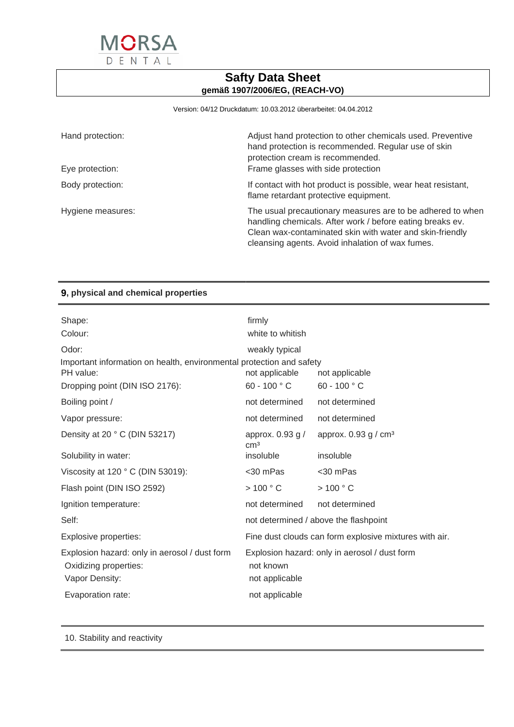Hand protection: Adjust hand protection to other chemicals used. Preventive hand protection is recommended. Regular use of skin protection cream is recommended.

Eye protection: Frame glasses with side protection

Body protection: If contact with hot product is possible, wear heat resistant, flame retardant protective equipment.

Hygiene measures: The usual precautionary measures are to be adhered to when handling chemicals. After work / before eating breaks ev. Clean wax-contaminated skin with water and skin-friendly cleansing agents. Avoid inhalation of wax fumes.

## 9, physical and chemical properties

| | | |
|---|---|---|
| Shape: | firmly | |
| Colour: | white to whitish | |
| Odor: | weakly typical | |
| Important information on health, environmental protection and safety | | |
| PH value: | not applicable | not applicable |
| Dropping point (DIN ISO 2176): | 60 - 100 ° C | 60 - 100 ° C |
| Boiling point / | not determined | not determined |
| Vapor pressure: | not determined | not determined |
| Density at 20 ° C (DIN 53217) | approx. 0.93 g / cm³ | approx. 0.93 g / cm³ |
| Solubility in water: | insoluble | insoluble |
| Viscosity at 120 ° C (DIN 53019): | <30 mPas | <30 mPas |
| Flash point (DIN ISO 2592) | > 100 ° C | > 100 ° C |
| Ignition temperature: | not determined | not determined |
| Self: | not determined / above the flashpoint | |
| Explosive properties: | Fine dust clouds can form explosive mixtures with air. | |
| Explosion hazard: only in aerosol / dust form | Explosion hazard: only in aerosol / dust form | |
| Oxidizing properties: | not known | |
| Vapor Density: | not applicable | |
| Evaporation rate: | not applicable | |

## 10. Stability and reactivity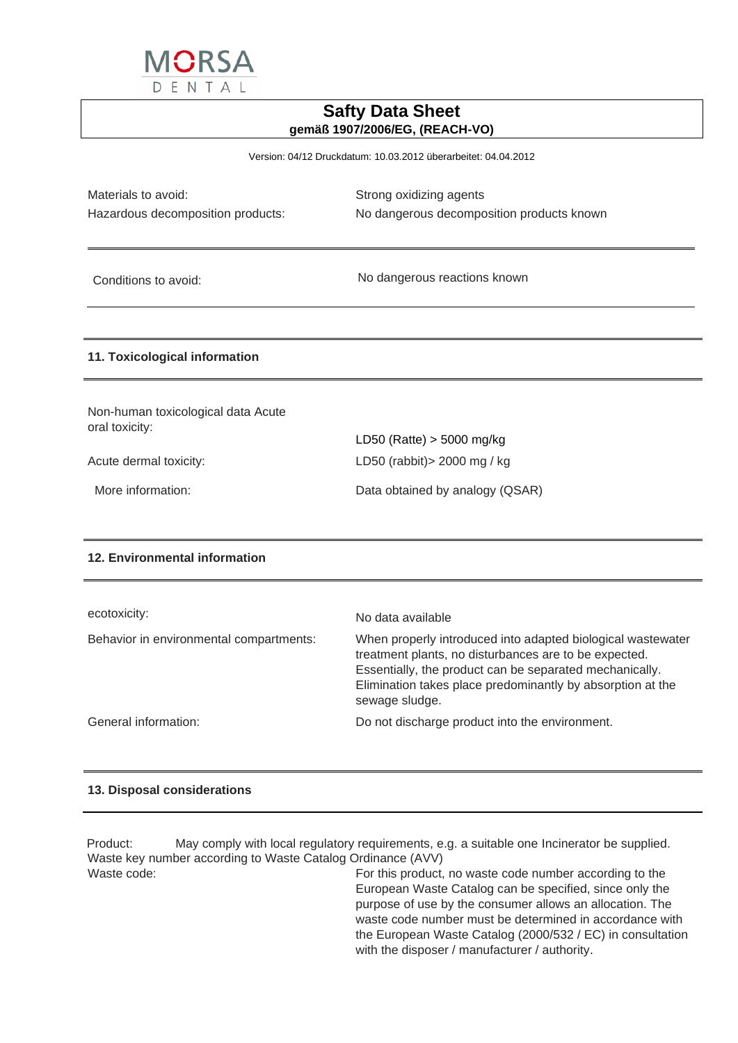| | |
|---|---|
| Materials to avoid: | Strong oxidizing agents |
| Hazardous decomposition products: | No dangerous decomposition products known |

| | |
|---|---|
| Conditions to avoid: | No dangerous reactions known |

## 11. Toxicological information

| | |
|---|---|
| Non-human toxicological data Acute oral toxicity: | LD50 (Ratte) > 5000 mg/kg |
| Acute dermal toxicity: | LD50 (rabbit)> 2000 mg / kg |
| More information: | Data obtained by analogy (QSAR) |

## 12. Environmental information

| | |
|---|---|
| ecotoxicity: | No data available |
| Behavior in environmental compartments: | When properly introduced into adapted biological wastewater treatment plants, no disturbances are to be expected. Essentially, the product can be separated mechanically. Elimination takes place predominantly by absorption at the sewage sludge. |
| General information: | Do not discharge product into the environment. |

## 13. Disposal considerations

Product: May comply with local regulatory requirements, e.g. a suitable one Incinerator be supplied.
Waste key number according to Waste Catalog Ordinance (AVV)

| | |
|---|---|
| Waste code: | For this product, no waste code number according to the European Waste Catalog can be specified, since only the purpose of use by the consumer allows an allocation. The waste code number must be determined in accordance with the European Waste Catalog (2000/532 / EC) in consultation with the disposer / manufacturer / authority. |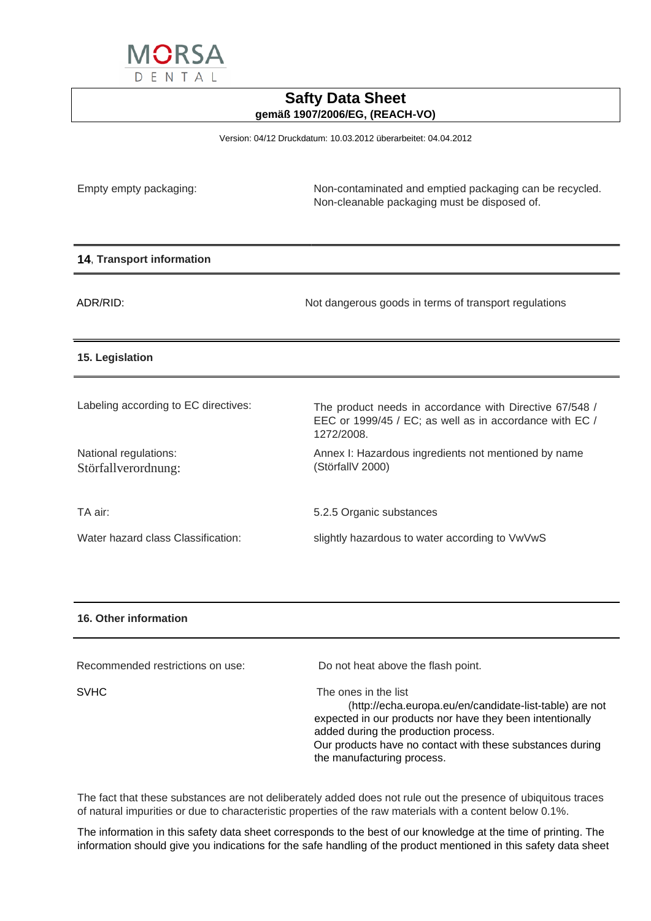Empty empty packaging: Non-contaminated and emptied packaging can be recycled. Non-cleanable packaging must be disposed of.

## 14, Transport information

ADR/RID: Not dangerous goods in terms of transport regulations

## 15. Legislation

| | |
|---|---|
| Labeling according to EC directives: | The product needs in accordance with Directive 67/548 / EEC or 1999/45 / EC; as well as in accordance with EC / 1272/2008. |
| National regulations: Störfallverordnung: | Annex I: Hazardous ingredients not mentioned by name (StörfallV 2000) |
| TA air: | 5.2.5 Organic substances |
| Water hazard class Classification: | slightly hazardous to water according to VwVwS |

## 16. Other information

| | |
|---|---|
| Recommended restrictions on use: | Do not heat above the flash point. |
| SVHC | The ones in the list (http://echa.europa.eu/en/candidate-list-table) are not expected in our products nor have they been intentionally added during the production process. Our products have no contact with these substances during the manufacturing process. |

The fact that these substances are not deliberately added does not rule out the presence of ubiquitous traces of natural impurities or due to characteristic properties of the raw materials with a content below 0.1%.

The information in this safety data sheet corresponds to the best of our knowledge at the time of printing. The information should give you indications for the safe handling of the product mentioned in this safety data sheet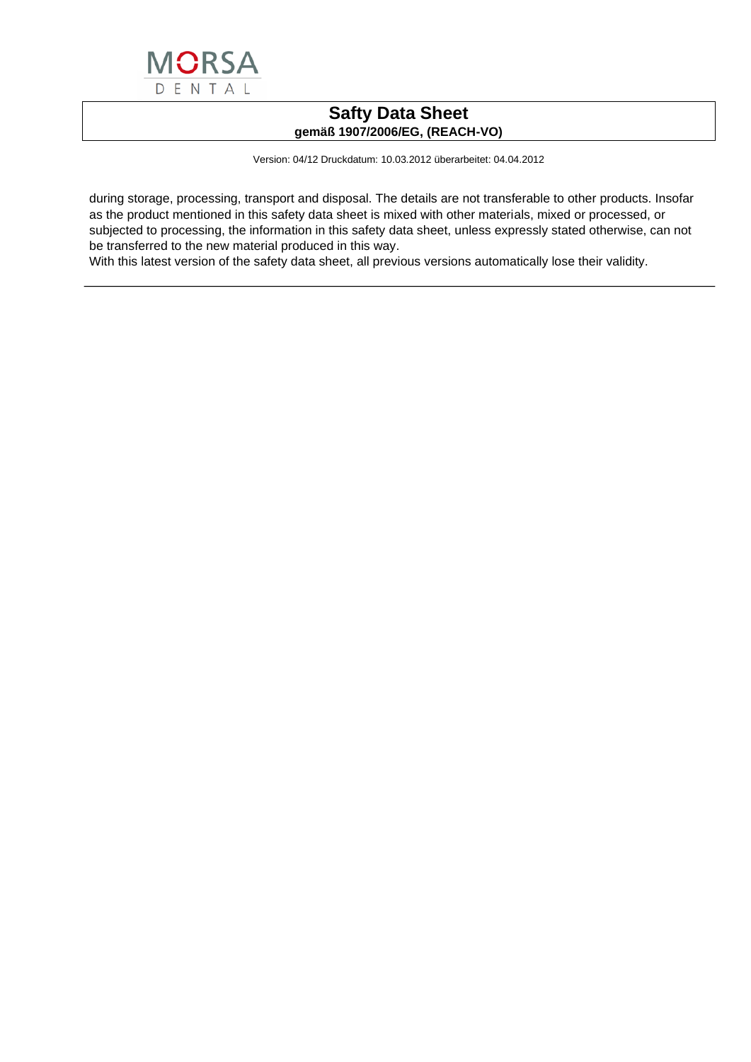during storage, processing, transport and disposal. The details are not transferable to other products. Insofar as the product mentioned in this safety data sheet is mixed with other materials, mixed or processed, or subjected to processing, the information in this safety data sheet, unless expressly stated otherwise, can not be transferred to the new material produced in this way.

With this latest version of the safety data sheet, all previous versions automatically lose their validity.